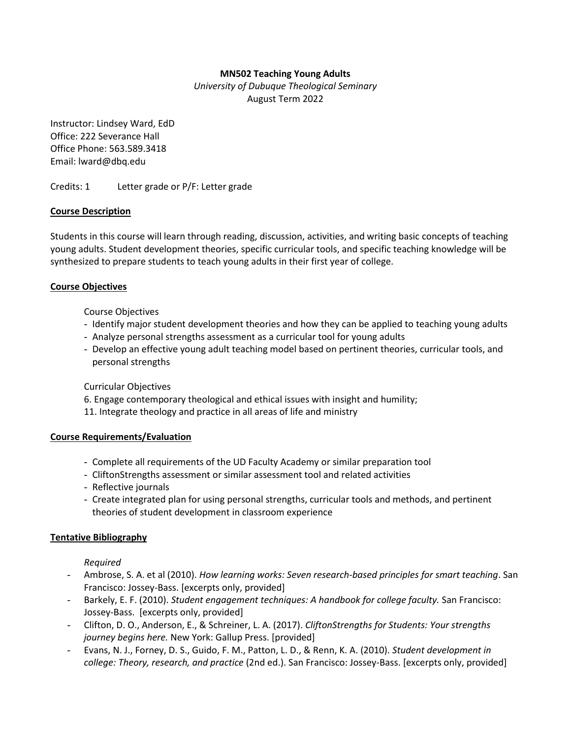**MN502 Teaching Young Adults**

*University of Dubuque Theological Seminary*

August Term 2022

Instructor: Lindsey Ward, EdD
Office: 222 Severance Hall
Office Phone: 563.589.3418
Email: lward@dbq.edu

Credits: 1 Letter grade or P/F: Letter grade

## Course Description

Students in this course will learn through reading, discussion, activities, and writing basic concepts of teaching young adults. Student development theories, specific curricular tools, and specific teaching knowledge will be synthesized to prepare students to teach young adults in their first year of college.

## Course Objectives

Course Objectives

- Identify major student development theories and how they can be applied to teaching young adults
- Analyze personal strengths assessment as a curricular tool for young adults
- Develop an effective young adult teaching model based on pertinent theories, curricular tools, and personal strengths

Curricular Objectives

6. Engage contemporary theological and ethical issues with insight and humility;
11. Integrate theology and practice in all areas of life and ministry

## Course Requirements/Evaluation

- Complete all requirements of the UD Faculty Academy or similar preparation tool
- CliftonStrengths assessment or similar assessment tool and related activities
- Reflective journals
- Create integrated plan for using personal strengths, curricular tools and methods, and pertinent theories of student development in classroom experience

## Tentative Bibliography

*Required*

- Ambrose, S. A. et al (2010). *How learning works: Seven research-based principles for smart teaching*. San Francisco: Jossey-Bass. [excerpts only, provided]
- Barkely, E. F. (2010). *Student engagement techniques: A handbook for college faculty.* San Francisco: Jossey-Bass. [excerpts only, provided]
- Clifton, D. O., Anderson, E., & Schreiner, L. A. (2017). *CliftonStrengths for Students: Your strengths journey begins here.* New York: Gallup Press. [provided]
- Evans, N. J., Forney, D. S., Guido, F. M., Patton, L. D., & Renn, K. A. (2010). *Student development in college: Theory, research, and practice* (2nd ed.). San Francisco: Jossey-Bass. [excerpts only, provided]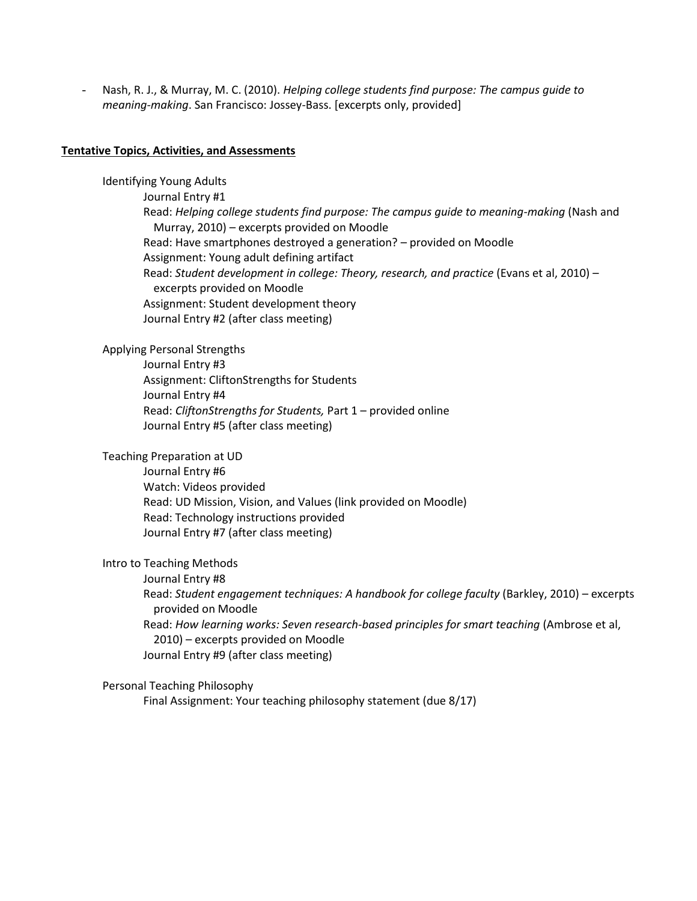- Nash, R. J., & Murray, M. C. (2010). *Helping college students find purpose: The campus guide to meaning-making*. San Francisco: Jossey-Bass. [excerpts only, provided]

**Tentative Topics, Activities, and Assessments**

Identifying Young Adults

- Journal Entry #1
- Read: *Helping college students find purpose: The campus guide to meaning-making* (Nash and Murray, 2010) – excerpts provided on Moodle
- Read: Have smartphones destroyed a generation? – provided on Moodle
- Assignment: Young adult defining artifact
- Read: *Student development in college: Theory, research, and practice* (Evans et al, 2010) – excerpts provided on Moodle
- Assignment: Student development theory
- Journal Entry #2 (after class meeting)

Applying Personal Strengths

- Journal Entry #3
- Assignment: CliftonStrengths for Students
- Journal Entry #4
- Read: *CliftonStrengths for Students,* Part 1 – provided online
- Journal Entry #5 (after class meeting)

Teaching Preparation at UD

- Journal Entry #6
- Watch: Videos provided
- Read: UD Mission, Vision, and Values (link provided on Moodle)
- Read: Technology instructions provided
- Journal Entry #7 (after class meeting)

Intro to Teaching Methods

- Journal Entry #8
- Read: *Student engagement techniques: A handbook for college faculty* (Barkley, 2010) – excerpts provided on Moodle
- Read: *How learning works: Seven research-based principles for smart teaching* (Ambrose et al, 2010) – excerpts provided on Moodle
- Journal Entry #9 (after class meeting)

Personal Teaching Philosophy

- Final Assignment: Your teaching philosophy statement (due 8/17)